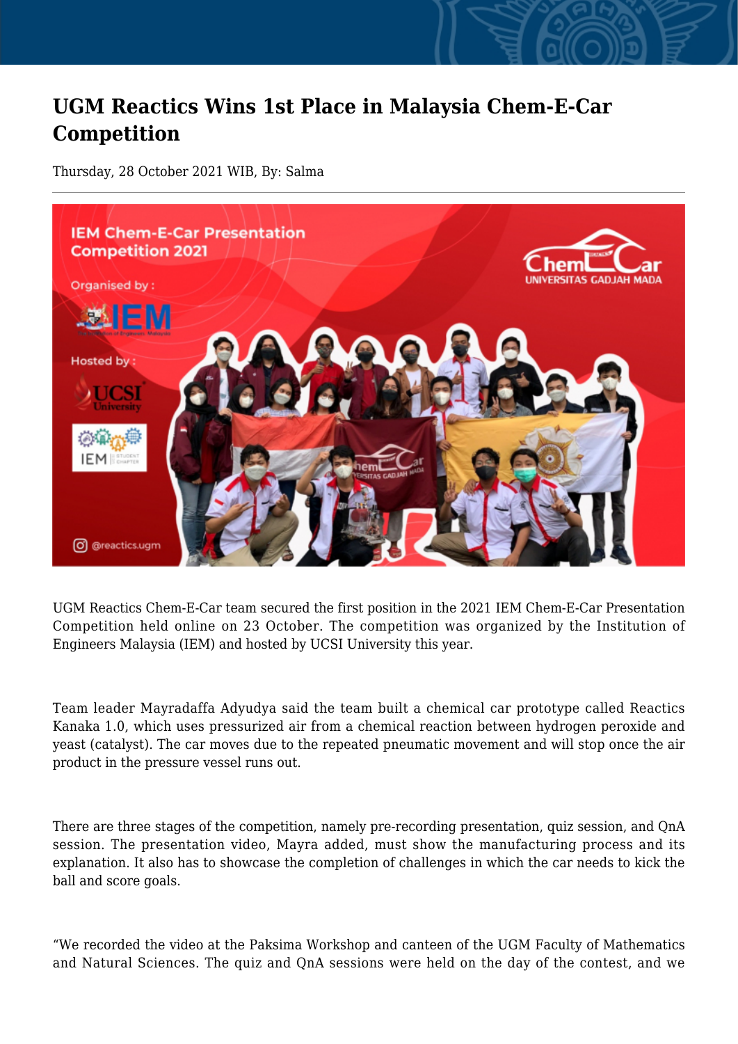# UGM Reactics Wins 1st Place in Malaysia Chem-E-Car Competition

Thursday, 28 October 2021 WIB, By: Salma

UGM Reactics Chem-E-Car team secured the first position in the 2021 IEM Chem-E-Car Presentation Competition held online on 23 October. The competition was organized by the Institution of Engineers Malaysia (IEM) and hosted by UCSI University this year.

Team leader Mayradaffa Adyudya said the team built a chemical car prototype called Reactics Kanaka 1.0, which uses pressurized air from a chemical reaction between hydrogen peroxide and yeast (catalyst). The car moves due to the repeated pneumatic movement and will stop once the air product in the pressure vessel runs out.

There are three stages of the competition, namely pre-recording presentation, quiz session, and QnA session. The presentation video, Mayra added, must show the manufacturing process and its explanation. It also has to showcase the completion of challenges in which the car needs to kick the ball and score goals.

"We recorded the video at the Paksima Workshop and canteen of the UGM Faculty of Mathematics and Natural Sciences. The quiz and QnA sessions were held on the day of the contest, and we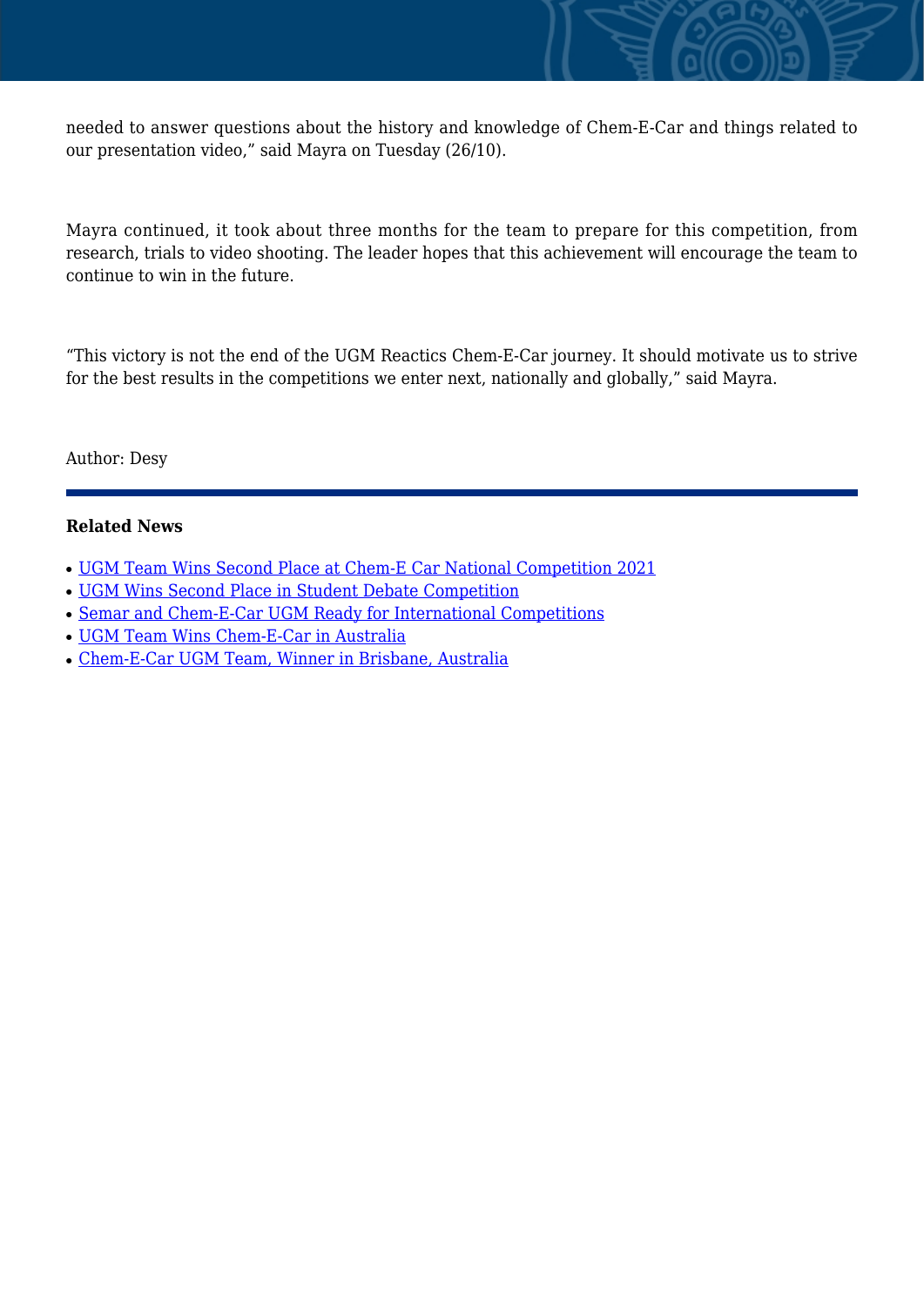needed to answer questions about the history and knowledge of Chem-E-Car and things related to our presentation video," said Mayra on Tuesday (26/10).

Mayra continued, it took about three months for the team to prepare for this competition, from research, trials to video shooting. The leader hopes that this achievement will encourage the team to continue to win in the future.

"This victory is not the end of the UGM Reactics Chem-E-Car journey. It should motivate us to strive for the best results in the competitions we enter next, nationally and globally," said Mayra.

Author: Desy

---

**Related News**

- UGM Team Wins Second Place at Chem-E Car National Competition 2021
- UGM Wins Second Place in Student Debate Competition
- Semar and Chem-E-Car UGM Ready for International Competitions
- UGM Team Wins Chem-E-Car in Australia
- Chem-E-Car UGM Team, Winner in Brisbane, Australia